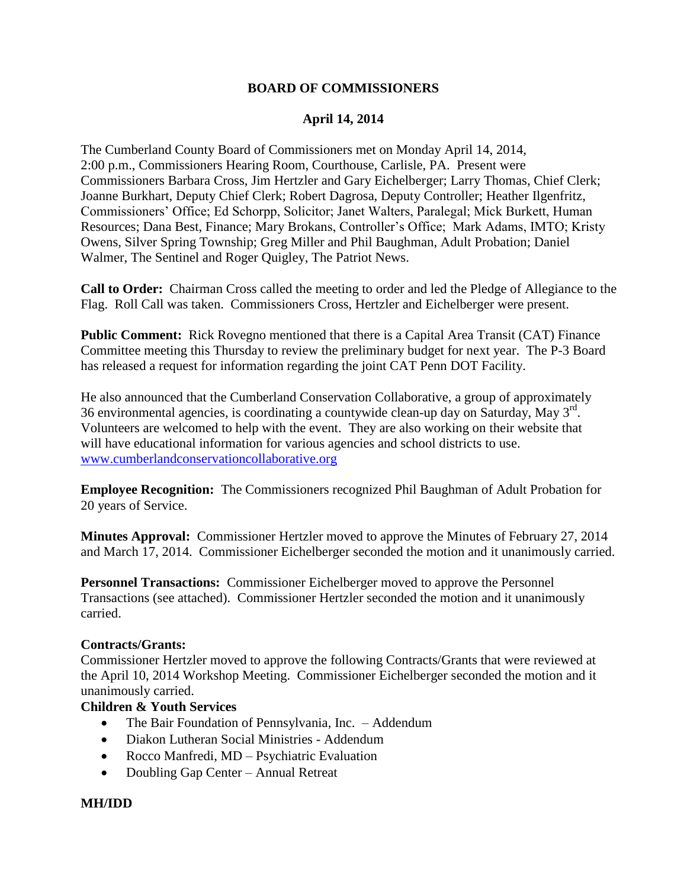# BOARD OF COMMISSIONERS

## April 14, 2014

The Cumberland County Board of Commissioners met on Monday April 14, 2014, 2:00 p.m., Commissioners Hearing Room, Courthouse, Carlisle, PA. Present were Commissioners Barbara Cross, Jim Hertzler and Gary Eichelberger; Larry Thomas, Chief Clerk; Joanne Burkhart, Deputy Chief Clerk; Robert Dagrosa, Deputy Controller; Heather Ilgenfritz, Commissioners' Office; Ed Schorpp, Solicitor; Janet Walters, Paralegal; Mick Burkett, Human Resources; Dana Best, Finance; Mary Brokans, Controller's Office; Mark Adams, IMTO; Kristy Owens, Silver Spring Township; Greg Miller and Phil Baughman, Adult Probation; Daniel Walmer, The Sentinel and Roger Quigley, The Patriot News.

**Call to Order:** Chairman Cross called the meeting to order and led the Pledge of Allegiance to the Flag. Roll Call was taken. Commissioners Cross, Hertzler and Eichelberger were present.

**Public Comment:** Rick Rovegno mentioned that there is a Capital Area Transit (CAT) Finance Committee meeting this Thursday to review the preliminary budget for next year. The P-3 Board has released a request for information regarding the joint CAT Penn DOT Facility.

He also announced that the Cumberland Conservation Collaborative, a group of approximately 36 environmental agencies, is coordinating a countywide clean-up day on Saturday, May 3rd. Volunteers are welcomed to help with the event. They are also working on their website that will have educational information for various agencies and school districts to use. www.cumberlandconservationcollaborative.org

**Employee Recognition:** The Commissioners recognized Phil Baughman of Adult Probation for 20 years of Service.

**Minutes Approval:** Commissioner Hertzler moved to approve the Minutes of February 27, 2014 and March 17, 2014. Commissioner Eichelberger seconded the motion and it unanimously carried.

**Personnel Transactions:** Commissioner Eichelberger moved to approve the Personnel Transactions (see attached). Commissioner Hertzler seconded the motion and it unanimously carried.

**Contracts/Grants:**
Commissioner Hertzler moved to approve the following Contracts/Grants that were reviewed at the April 10, 2014 Workshop Meeting. Commissioner Eichelberger seconded the motion and it unanimously carried.

**Children & Youth Services**

- The Bair Foundation of Pennsylvania, Inc. – Addendum
- Diakon Lutheran Social Ministries - Addendum
- Rocco Manfredi, MD – Psychiatric Evaluation
- Doubling Gap Center – Annual Retreat

**MH/IDD**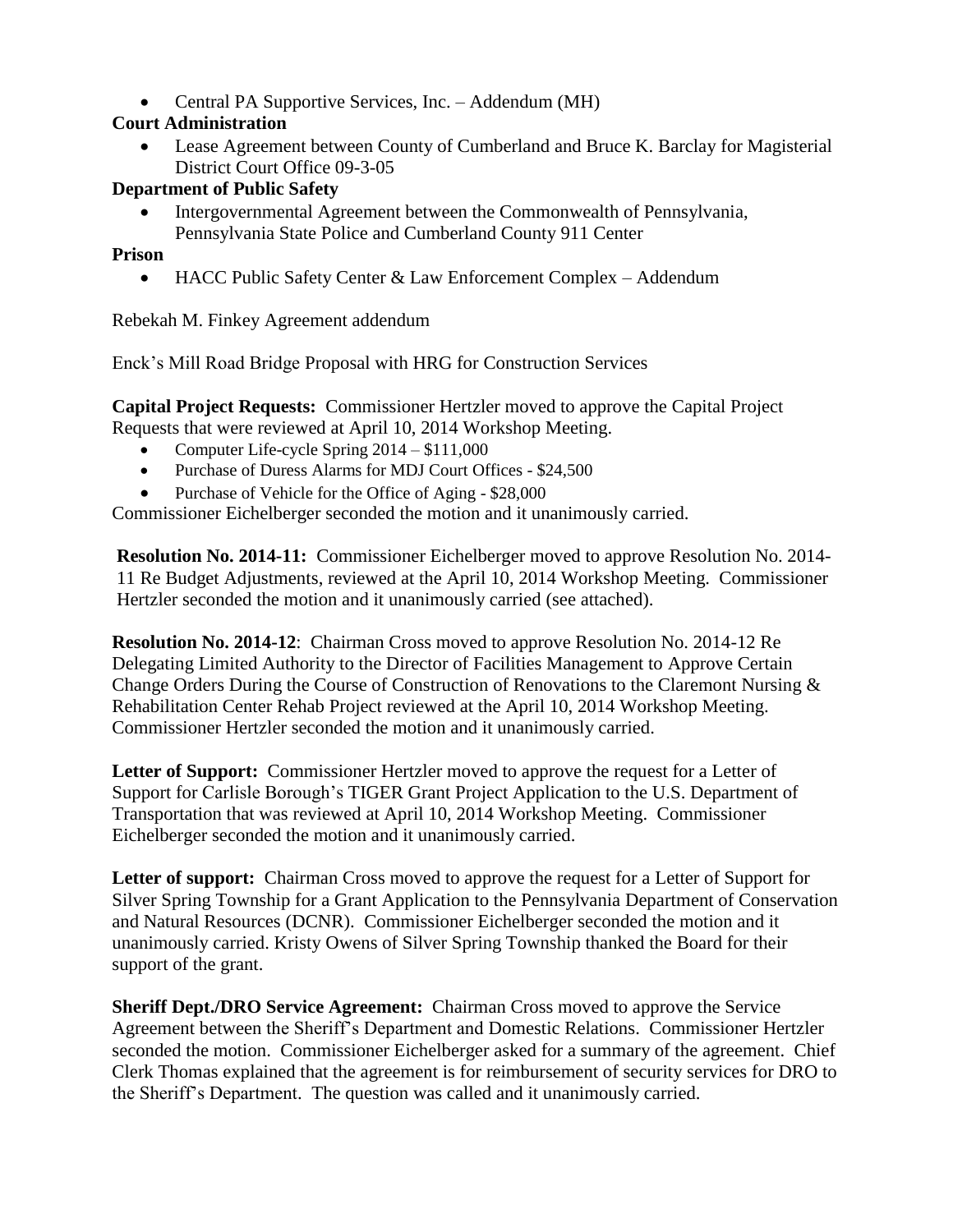- Central PA Supportive Services, Inc. – Addendum (MH)

**Court Administration**

- Lease Agreement between County of Cumberland and Bruce K. Barclay for Magisterial District Court Office 09-3-05

**Department of Public Safety**

- Intergovernmental Agreement between the Commonwealth of Pennsylvania, Pennsylvania State Police and Cumberland County 911 Center

**Prison**

- HACC Public Safety Center & Law Enforcement Complex – Addendum

Rebekah M. Finkey Agreement addendum

Enck's Mill Road Bridge Proposal with HRG for Construction Services

**Capital Project Requests:** Commissioner Hertzler moved to approve the Capital Project Requests that were reviewed at April 10, 2014 Workshop Meeting.

- Computer Life-cycle Spring 2014 – $111,000
- Purchase of Duress Alarms for MDJ Court Offices - $24,500
- Purchase of Vehicle for the Office of Aging - $28,000

Commissioner Eichelberger seconded the motion and it unanimously carried.

**Resolution No. 2014-11:** Commissioner Eichelberger moved to approve Resolution No. 2014-11 Re Budget Adjustments, reviewed at the April 10, 2014 Workshop Meeting. Commissioner Hertzler seconded the motion and it unanimously carried (see attached).

**Resolution No. 2014-12**: Chairman Cross moved to approve Resolution No. 2014-12 Re Delegating Limited Authority to the Director of Facilities Management to Approve Certain Change Orders During the Course of Construction of Renovations to the Claremont Nursing & Rehabilitation Center Rehab Project reviewed at the April 10, 2014 Workshop Meeting. Commissioner Hertzler seconded the motion and it unanimously carried.

**Letter of Support:** Commissioner Hertzler moved to approve the request for a Letter of Support for Carlisle Borough's TIGER Grant Project Application to the U.S. Department of Transportation that was reviewed at April 10, 2014 Workshop Meeting. Commissioner Eichelberger seconded the motion and it unanimously carried.

**Letter of support:** Chairman Cross moved to approve the request for a Letter of Support for Silver Spring Township for a Grant Application to the Pennsylvania Department of Conservation and Natural Resources (DCNR). Commissioner Eichelberger seconded the motion and it unanimously carried. Kristy Owens of Silver Spring Township thanked the Board for their support of the grant.

**Sheriff Dept./DRO Service Agreement:** Chairman Cross moved to approve the Service Agreement between the Sheriff's Department and Domestic Relations. Commissioner Hertzler seconded the motion. Commissioner Eichelberger asked for a summary of the agreement. Chief Clerk Thomas explained that the agreement is for reimbursement of security services for DRO to the Sheriff's Department. The question was called and it unanimously carried.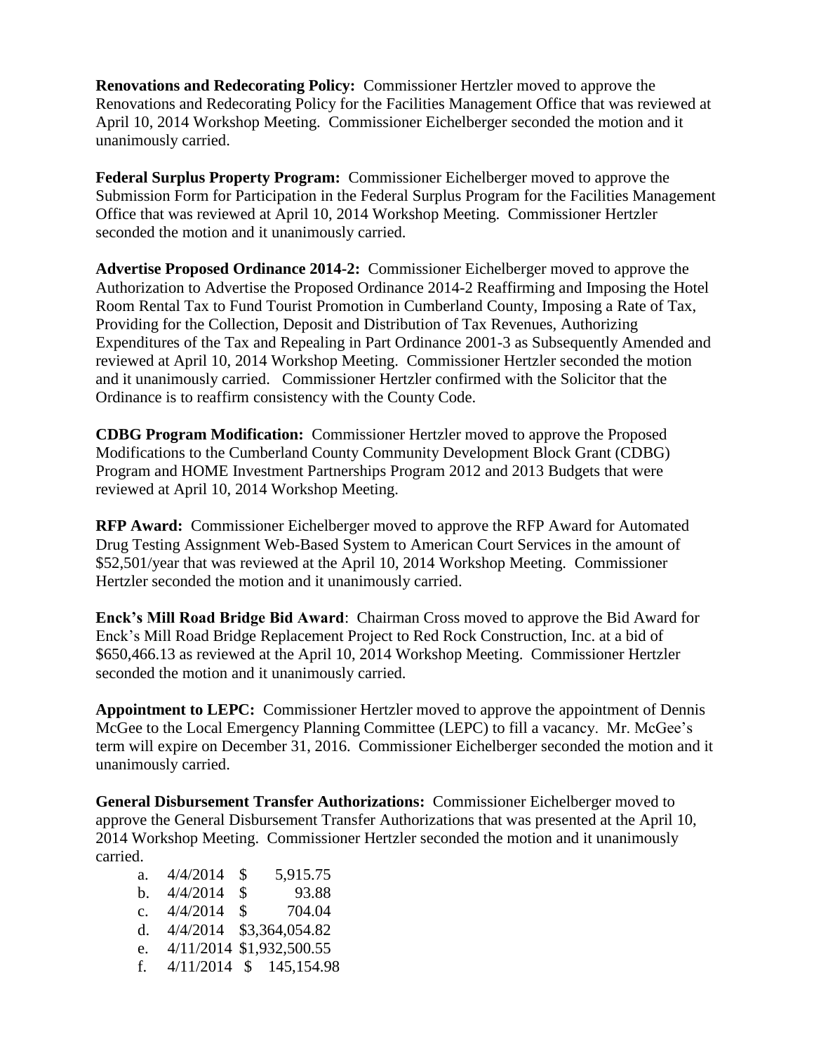**Renovations and Redecorating Policy:** Commissioner Hertzler moved to approve the Renovations and Redecorating Policy for the Facilities Management Office that was reviewed at April 10, 2014 Workshop Meeting. Commissioner Eichelberger seconded the motion and it unanimously carried.

**Federal Surplus Property Program:** Commissioner Eichelberger moved to approve the Submission Form for Participation in the Federal Surplus Program for the Facilities Management Office that was reviewed at April 10, 2014 Workshop Meeting. Commissioner Hertzler seconded the motion and it unanimously carried.

**Advertise Proposed Ordinance 2014-2:** Commissioner Eichelberger moved to approve the Authorization to Advertise the Proposed Ordinance 2014-2 Reaffirming and Imposing the Hotel Room Rental Tax to Fund Tourist Promotion in Cumberland County, Imposing a Rate of Tax, Providing for the Collection, Deposit and Distribution of Tax Revenues, Authorizing Expenditures of the Tax and Repealing in Part Ordinance 2001-3 as Subsequently Amended and reviewed at April 10, 2014 Workshop Meeting. Commissioner Hertzler seconded the motion and it unanimously carried. Commissioner Hertzler confirmed with the Solicitor that the Ordinance is to reaffirm consistency with the County Code.

**CDBG Program Modification:** Commissioner Hertzler moved to approve the Proposed Modifications to the Cumberland County Community Development Block Grant (CDBG) Program and HOME Investment Partnerships Program 2012 and 2013 Budgets that were reviewed at April 10, 2014 Workshop Meeting.

**RFP Award:** Commissioner Eichelberger moved to approve the RFP Award for Automated Drug Testing Assignment Web-Based System to American Court Services in the amount of $52,501/year that was reviewed at the April 10, 2014 Workshop Meeting. Commissioner Hertzler seconded the motion and it unanimously carried.

**Enck's Mill Road Bridge Bid Award**: Chairman Cross moved to approve the Bid Award for Enck's Mill Road Bridge Replacement Project to Red Rock Construction, Inc. at a bid of $650,466.13 as reviewed at the April 10, 2014 Workshop Meeting. Commissioner Hertzler seconded the motion and it unanimously carried.

**Appointment to LEPC:** Commissioner Hertzler moved to approve the appointment of Dennis McGee to the Local Emergency Planning Committee (LEPC) to fill a vacancy. Mr. McGee's term will expire on December 31, 2016. Commissioner Eichelberger seconded the motion and it unanimously carried.

**General Disbursement Transfer Authorizations:** Commissioner Eichelberger moved to approve the General Disbursement Transfer Authorizations that was presented at the April 10, 2014 Workshop Meeting. Commissioner Hertzler seconded the motion and it unanimously carried.

a. 4/4/2014 $ 5,915.75
b. 4/4/2014 $ 93.88
c. 4/4/2014 $ 704.04
d. 4/4/2014 $3,364,054.82
e. 4/11/2014 $1,932,500.55
f. 4/11/2014 $ 145,154.98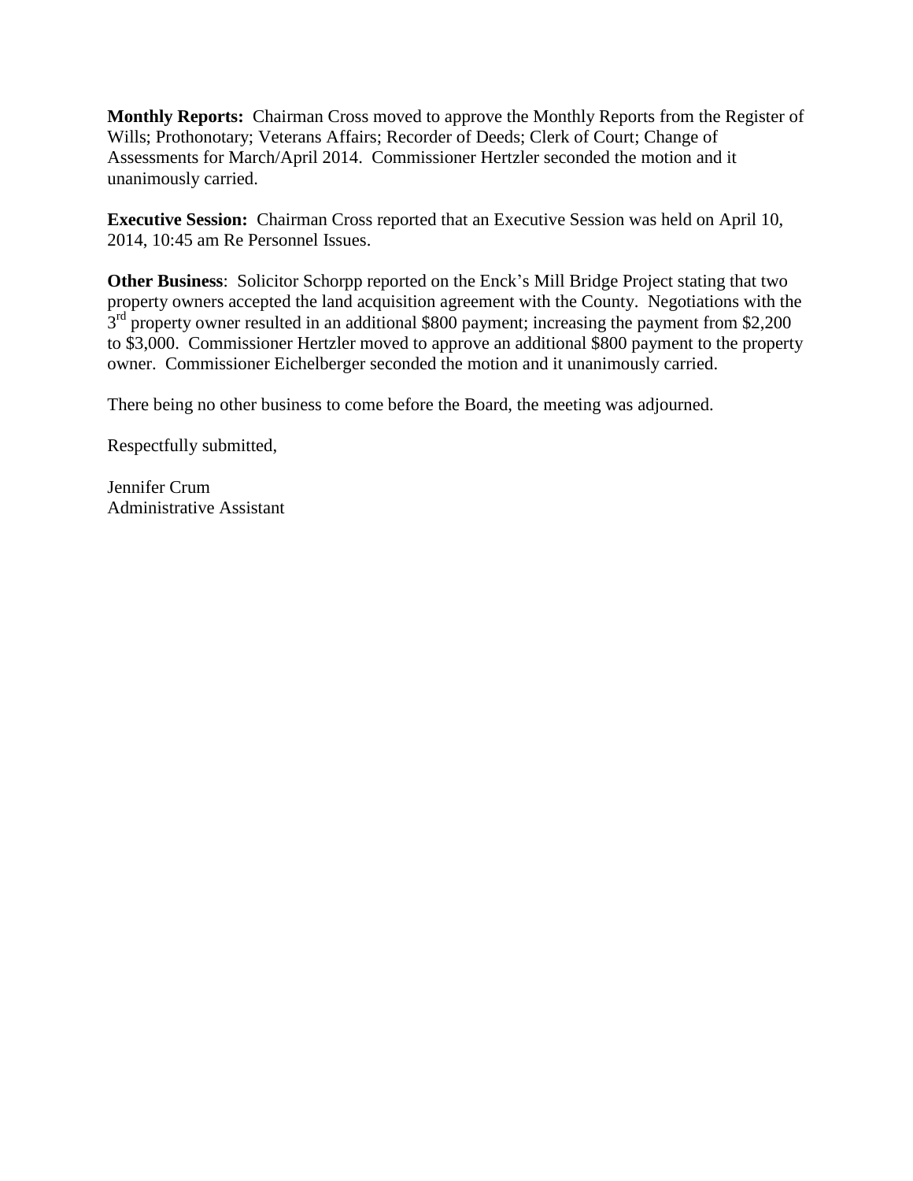**Monthly Reports:** Chairman Cross moved to approve the Monthly Reports from the Register of Wills; Prothonotary; Veterans Affairs; Recorder of Deeds; Clerk of Court; Change of Assessments for March/April 2014. Commissioner Hertzler seconded the motion and it unanimously carried.

**Executive Session:** Chairman Cross reported that an Executive Session was held on April 10, 2014, 10:45 am Re Personnel Issues.

**Other Business**: Solicitor Schorpp reported on the Enck's Mill Bridge Project stating that two property owners accepted the land acquisition agreement with the County. Negotiations with the 3rd property owner resulted in an additional $800 payment; increasing the payment from $2,200 to $3,000. Commissioner Hertzler moved to approve an additional $800 payment to the property owner. Commissioner Eichelberger seconded the motion and it unanimously carried.

There being no other business to come before the Board, the meeting was adjourned.

Respectfully submitted,

Jennifer Crum
Administrative Assistant